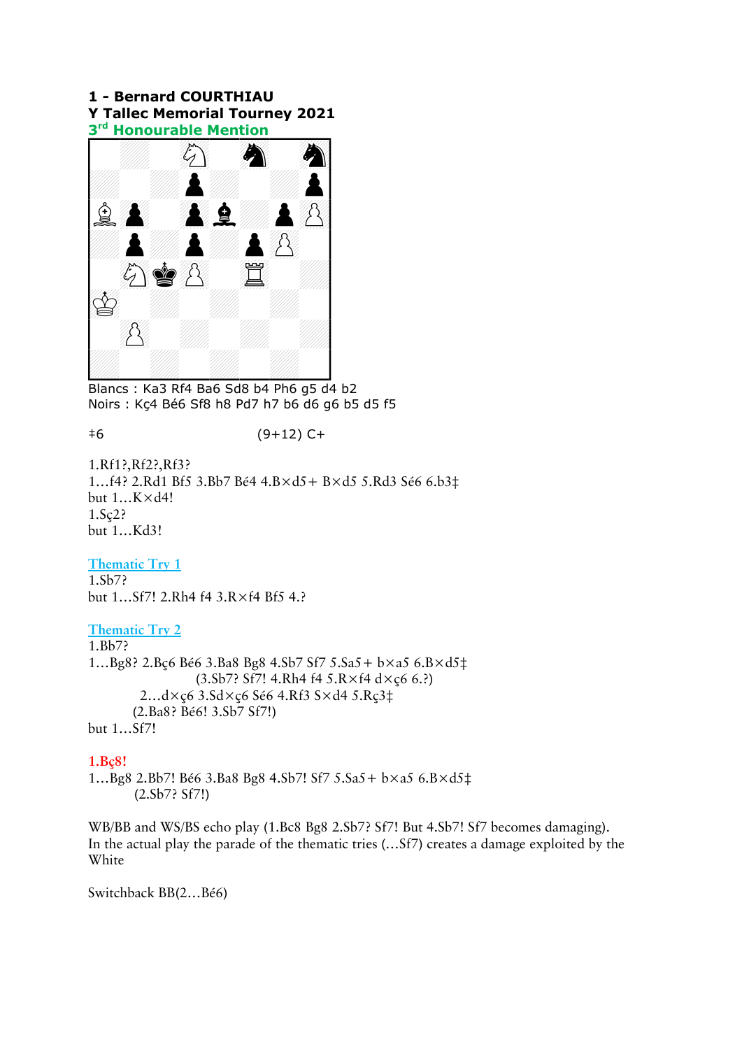**1 - Bernard COURTHIAU**
**Y Tallec Memorial Tourney 2021**
**3rd Honourable Mention**

Blancs : Ka3 Rf4 Ba6 Sd8 b4 Ph6 g5 d4 b2
Noirs : Kç4 Bé6 Sf8 h8 Pd7 h7 b6 d6 g6 b5 d5 f5

‡6 (9+12) C+

1.Rf1?,Rf2?,Rf3?
1…f4? 2.Rd1 Bf5 3.Bb7 Bé4 4.B×d5+ B×d5 5.Rd3 Sé6 6.b3‡
but 1…K×d4!
1.Sç2?
but 1…Kd3!

Thematic Try 1
1.Sb7?
but 1…Sf7! 2.Rh4 f4 3.R×f4 Bf5 4.?

Thematic Try 2
1.Bb7?
1…Bg8? 2.Bç6 Bé6 3.Ba8 Bg8 4.Sb7 Sf7 5.Sa5+ b×a5 6.B×d5‡
(3.Sb7? Sf7! 4.Rh4 f4 5.R×f4 d×ç6 6.?)
2…d×ç6 3.Sd×ç6 Sé6 4.Rf3 S×d4 5.Rç3‡
(2.Ba8? Bé6! 3.Sb7 Sf7!)
but 1…Sf7!

**1.Bç8!**
1…Bg8 2.Bb7! Bé6 3.Ba8 Bg8 4.Sb7! Sf7 5.Sa5+ b×a5 6.B×d5‡
(2.Sb7? Sf7!)

WB/BB and WS/BS echo play (1.Bc8 Bg8 2.Sb7? Sf7! But 4.Sb7! Sf7 becomes damaging).
In the actual play the parade of the thematic tries (…Sf7) creates a damage exploited by the White

Switchback BB(2…Bé6)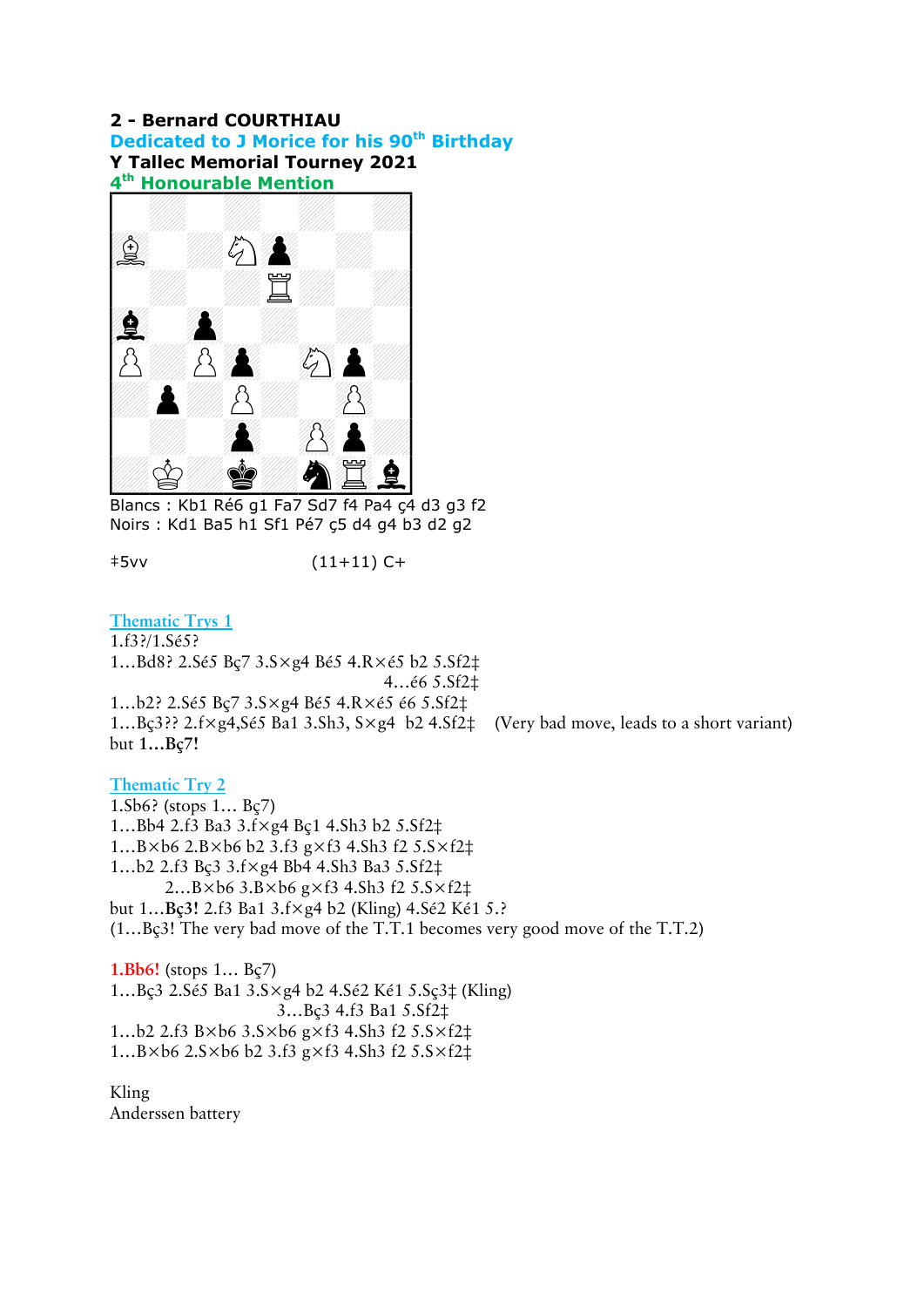**2 - Bernard COURTHIAU**
**Dedicated to J Morice for his 90th Birthday**
**Y Tallec Memorial Tourney 2021**
**4th Honourable Mention**

Blancs : Kb1 Ré6 g1 Fa7 Sd7 f4 Pa4 ç4 d3 g3 f2
Noirs : Kd1 Ba5 h1 Sf1 Pé7 ç5 d4 g4 b3 d2 g2

‡5vv (11+11) C+

Thematic Trys 1

1.f3?/1.Sé5?
1…Bd8? 2.Sé5 Bç7 3.S×g4 Bé5 4.R×é5 b2 5.Sf2‡
4…é6 5.Sf2‡
1…b2? 2.Sé5 Bç7 3.S×g4 Bé5 4.R×é5 é6 5.Sf2‡
1…Bç3?? 2.f×g4,Sé5 Ba1 3.Sh3, S×g4 b2 4.Sf2‡ (Very bad move, leads to a short variant)
but **1…Bç7!**

Thematic Try 2

1.Sb6? (stops 1… Bç7)
1…Bb4 2.f3 Ba3 3.f×g4 Bç1 4.Sh3 b2 5.Sf2‡
1…B×b6 2.B×b6 b2 3.f3 g×f3 4.Sh3 f2 5.S×f2‡
1…b2 2.f3 Bç3 3.f×g4 Bb4 4.Sh3 Ba3 5.Sf2‡
2…B×b6 3.B×b6 g×f3 4.Sh3 f2 5.S×f2‡
but 1…**Bç3!** 2.f3 Ba1 3.f×g4 b2 (Kling) 4.Sé2 Ké1 5.?
(1…Bç3! The very bad move of the T.T.1 becomes very good move of the T.T.2)

**1.Bb6!** (stops 1… Bç7)
1…Bç3 2.Sé5 Ba1 3.S×g4 b2 4.Sé2 Ké1 5.Sç3‡ (Kling)
3…Bç3 4.f3 Ba1 5.Sf2‡
1…b2 2.f3 B×b6 3.S×b6 g×f3 4.Sh3 f2 5.S×f2‡
1…B×b6 2.S×b6 b2 3.f3 g×f3 4.Sh3 f2 5.S×f2‡

Kling
Anderssen battery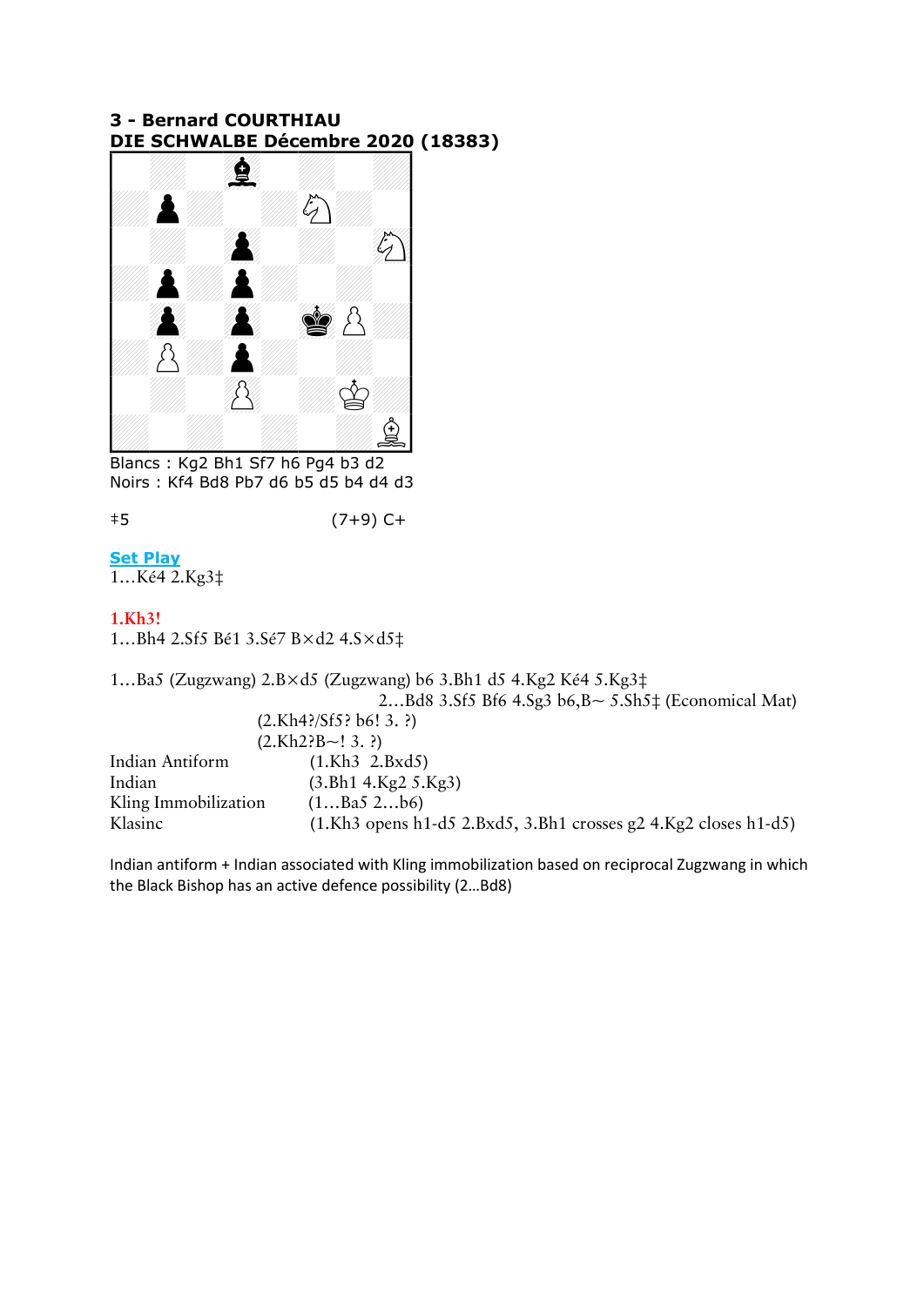**3 - Bernard COURTHIAU**
**DIE SCHWALBE Décembre 2020 (18383)**

Blancs : Kg2 Bh1 Sf7 h6 Pg4 b3 d2
Noirs : Kf4 Bd8 Pb7 d6 b5 d5 b4 d4 d3

‡5 (7+9) C+

**Set Play**
1…Ké4 2.Kg3‡

**1.Kh3!**
1…Bh4 2.Sf5 Bé1 3.Sé7 B×d2 4.S×d5‡

1…Ba5 (Zugzwang) 2.B×d5 (Zugzwang) b6 3.Bh1 d5 4.Kg2 Ké4 5.Kg3‡
2…Bd8 3.Sf5 Bf6 4.Sg3 b6,B~ 5.Sh5‡ (Economical Mat)
(2.Kh4?/Sf5? b6! 3. ?)
(2.Kh2?B~! 3. ?)

Indian Antiform (1.Kh3 2.Bxd5)
Indian (3.Bh1 4.Kg2 5.Kg3)
Kling Immobilization (1…Ba5 2…b6)
Klasinc (1.Kh3 opens h1-d5 2.Bxd5, 3.Bh1 crosses g2 4.Kg2 closes h1-d5)

Indian antiform + Indian associated with Kling immobilization based on reciprocal Zugzwang in which the Black Bishop has an active defence possibility (2…Bd8)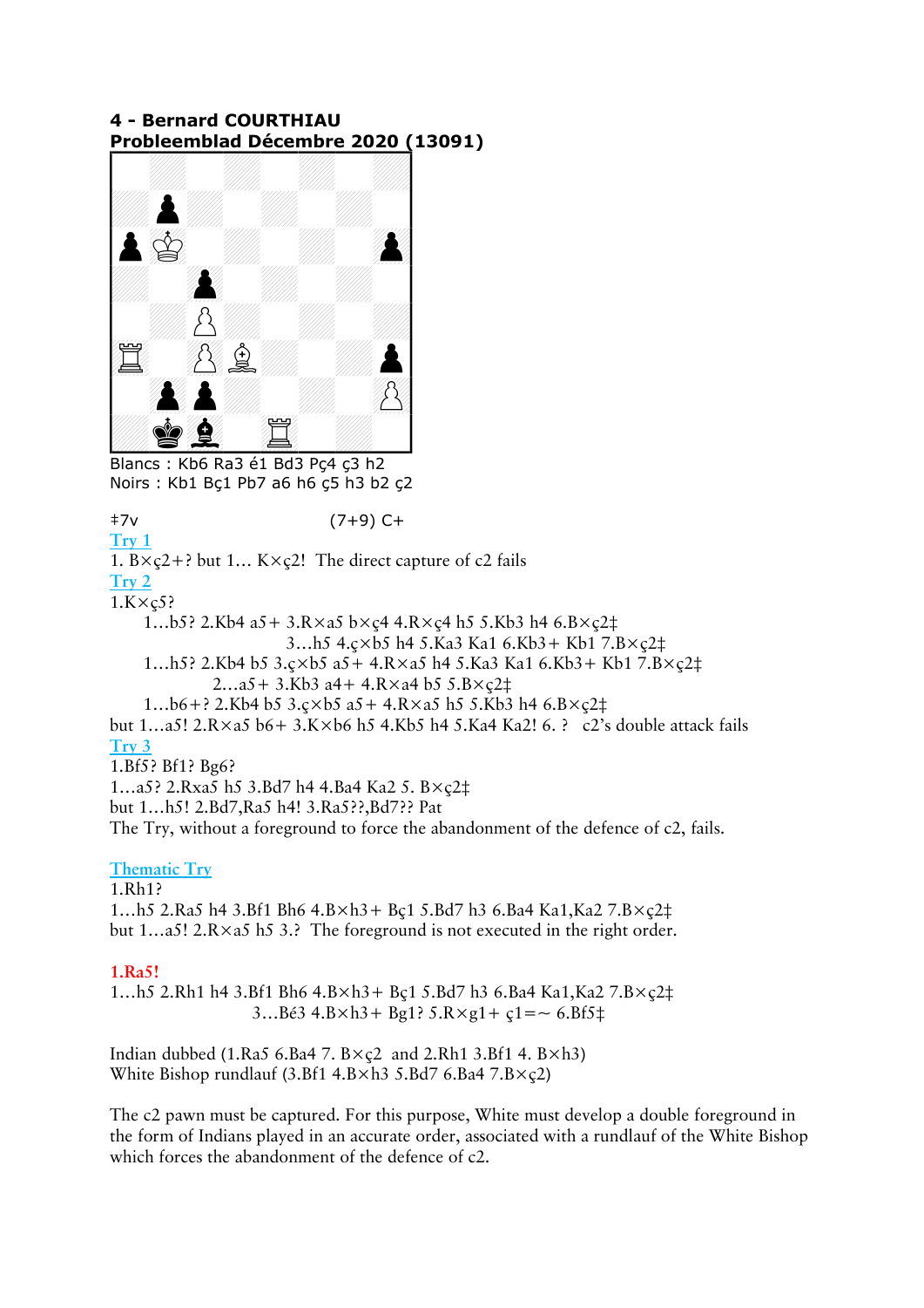**4 - Bernard COURTHIAU**
**Probleemblad Décembre 2020 (13091)**

Blancs : Kb6 Ra3 é1 Bd3 Pç4 ç3 h2
Noirs : Kb1 Bç1 Pb7 a6 h6 ç5 h3 b2 ç2

‡7v (7+9) C+

Try 1

1. B×ç2+? but 1… K×ç2! The direct capture of c2 fails

Try 2

1.K×ç5?

1…b5? 2.Kb4 a5+ 3.R×a5 b×ç4 4.R×ç4 h5 5.Kb3 h4 6.B×ç2‡
3…h5 4.ç×b5 h4 5.Ka3 Ka1 6.Kb3+ Kb1 7.B×ç2‡

1…h5? 2.Kb4 b5 3.ç×b5 a5+ 4.R×a5 h4 5.Ka3 Ka1 6.Kb3+ Kb1 7.B×ç2‡
2…a5+ 3.Kb3 a4+ 4.R×a4 b5 5.B×ç2‡

1…b6+? 2.Kb4 b5 3.ç×b5 a5+ 4.R×a5 h5 5.Kb3 h4 6.B×ç2‡

but 1…a5! 2.R×a5 b6+ 3.K×b6 h5 4.Kb5 h4 5.Ka4 Ka2! 6. ? c2's double attack fails

Try 3

1.Bf5? Bf1? Bg6?

1…a5? 2.Rxa5 h5 3.Bd7 h4 4.Ba4 Ka2 5. B×ç2‡

but 1…h5! 2.Bd7,Ra5 h4! 3.Ra5??,Bd7?? Pat

The Try, without a foreground to force the abandonment of the defence of c2, fails.

Thematic Try

1.Rh1?

1…h5 2.Ra5 h4 3.Bf1 Bh6 4.B×h3+ Bç1 5.Bd7 h3 6.Ba4 Ka1,Ka2 7.B×ç2‡

but 1…a5! 2.R×a5 h5 3.? The foreground is not executed in the right order.

**1.Ra5!**

1…h5 2.Rh1 h4 3.Bf1 Bh6 4.B×h3+ Bç1 5.Bd7 h3 6.Ba4 Ka1,Ka2 7.B×ç2‡
3…Bé3 4.B×h3+ Bg1? 5.R×g1+ ç1=~ 6.Bf5‡

Indian dubbed (1.Ra5 6.Ba4 7. B×ç2 and 2.Rh1 3.Bf1 4. B×h3)
White Bishop rundlauf (3.Bf1 4.B×h3 5.Bd7 6.Ba4 7.B×ç2)

The c2 pawn must be captured. For this purpose, White must develop a double foreground in the form of Indians played in an accurate order, associated with a rundlauf of the White Bishop which forces the abandonment of the defence of c2.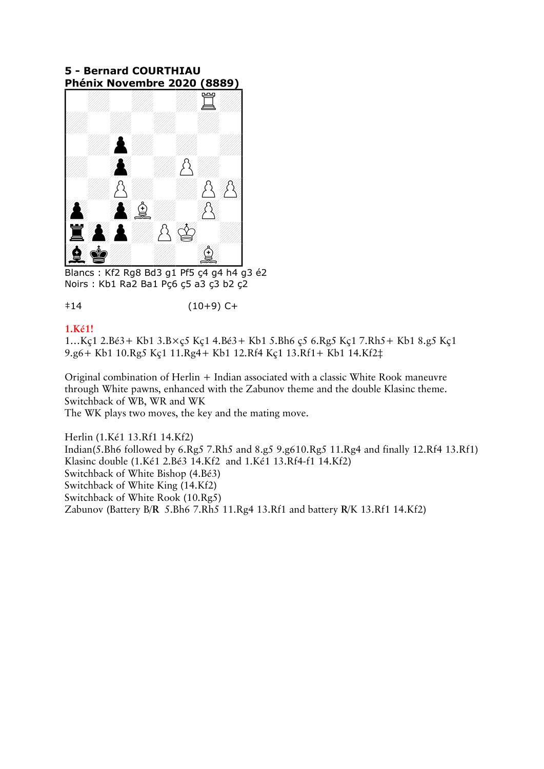**5 - Bernard COURTHIAU**
**Phénix Novembre 2020 (8889)**

Blancs : Kf2 Rg8 Bd3 g1 Pf5 ç4 g4 h4 g3 é2
Noirs : Kb1 Ra2 Ba1 Pç6 ç5 a3 ç3 b2 ç2

‡14 (10+9) C+

**1.Ké1!**

1...Kç1 2.Bé3+ Kb1 3.B×ç5 Kç1 4.Bé3+ Kb1 5.Bh6 ç5 6.Rg5 Kç1 7.Rh5+ Kb1 8.g5 Kç1 9.g6+ Kb1 10.Rg5 Kç1 11.Rg4+ Kb1 12.Rf4 Kç1 13.Rf1+ Kb1 14.Kf2‡

Original combination of Herlin + Indian associated with a classic White Rook maneuvre through White pawns, enhanced with the Zabunov theme and the double Klasinc theme.
Switchback of WB, WR and WK
The WK plays two moves, the key and the mating move.

Herlin (1.Ké1 13.Rf1 14.Kf2)
Indian(5.Bh6 followed by 6.Rg5 7.Rh5 and 8.g5 9.g610.Rg5 11.Rg4 and finally 12.Rf4 13.Rf1)
Klasinc double (1.Ké1 2.Bé3 14.Kf2 and 1.Ké1 13.Rf4-f1 14.Kf2)
Switchback of White Bishop (4.Bé3)
Switchback of White King (14.Kf2)
Switchback of White Rook (10.Rg5)
Zabunov (Battery B/**R** 5.Bh6 7.Rh5 11.Rg4 13.Rf1 and battery **R**/K 13.Rf1 14.Kf2)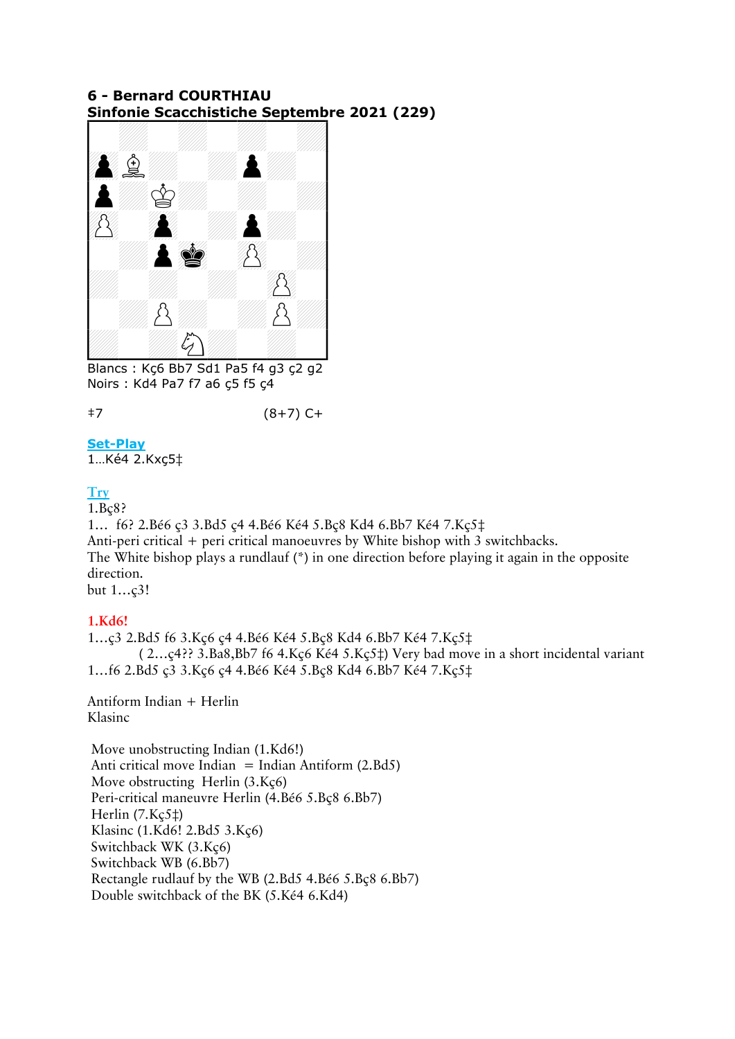**6 - Bernard COURTHIAU**
**Sinfonie Scacchistiche Septembre 2021 (229)**

Blancs : Kç6 Bb7 Sd1 Pa5 f4 g3 ç2 g2
Noirs : Kd4 Pa7 f7 a6 ç5 f5 ç4

‡7 (8+7) C+

**Set-Play**
1…Ké4 2.Kxç5‡

**Try**
1.Bç8?
1… f6? 2.Bé6 ç3 3.Bd5 ç4 4.Bé6 Ké4 5.Bç8 Kd4 6.Bb7 Ké4 7.Kç5‡
Anti-peri critical + peri critical manoeuvres by White bishop with 3 switchbacks.
The White bishop plays a rundlauf (*) in one direction before playing it again in the opposite direction.
but 1…ç3!

**1.Kd6!**
1…ç3 2.Bd5 f6 3.Kç6 ç4 4.Bé6 Ké4 5.Bç8 Kd4 6.Bb7 Ké4 7.Kç5‡
( 2…ç4?? 3.Ba8,Bb7 f6 4.Kç6 Ké4 5.Kç5‡) Very bad move in a short incidental variant
1…f6 2.Bd5 ç3 3.Kç6 ç4 4.Bé6 Ké4 5.Bç8 Kd4 6.Bb7 Ké4 7.Kç5‡

Antiform Indian + Herlin
Klasinc

Move unobstructing Indian (1.Kd6!)
Anti critical move Indian = Indian Antiform (2.Bd5)
Move obstructing Herlin (3.Kç6)
Peri-critical maneuvre Herlin (4.Bé6 5.Bç8 6.Bb7)
Herlin (7.Kç5‡)
Klasinc (1.Kd6! 2.Bd5 3.Kç6)
Switchback WK (3.Kç6)
Switchback WB (6.Bb7)
Rectangle rudlauf by the WB (2.Bd5 4.Bé6 5.Bç8 6.Bb7)
Double switchback of the BK (5.Ké4 6.Kd4)